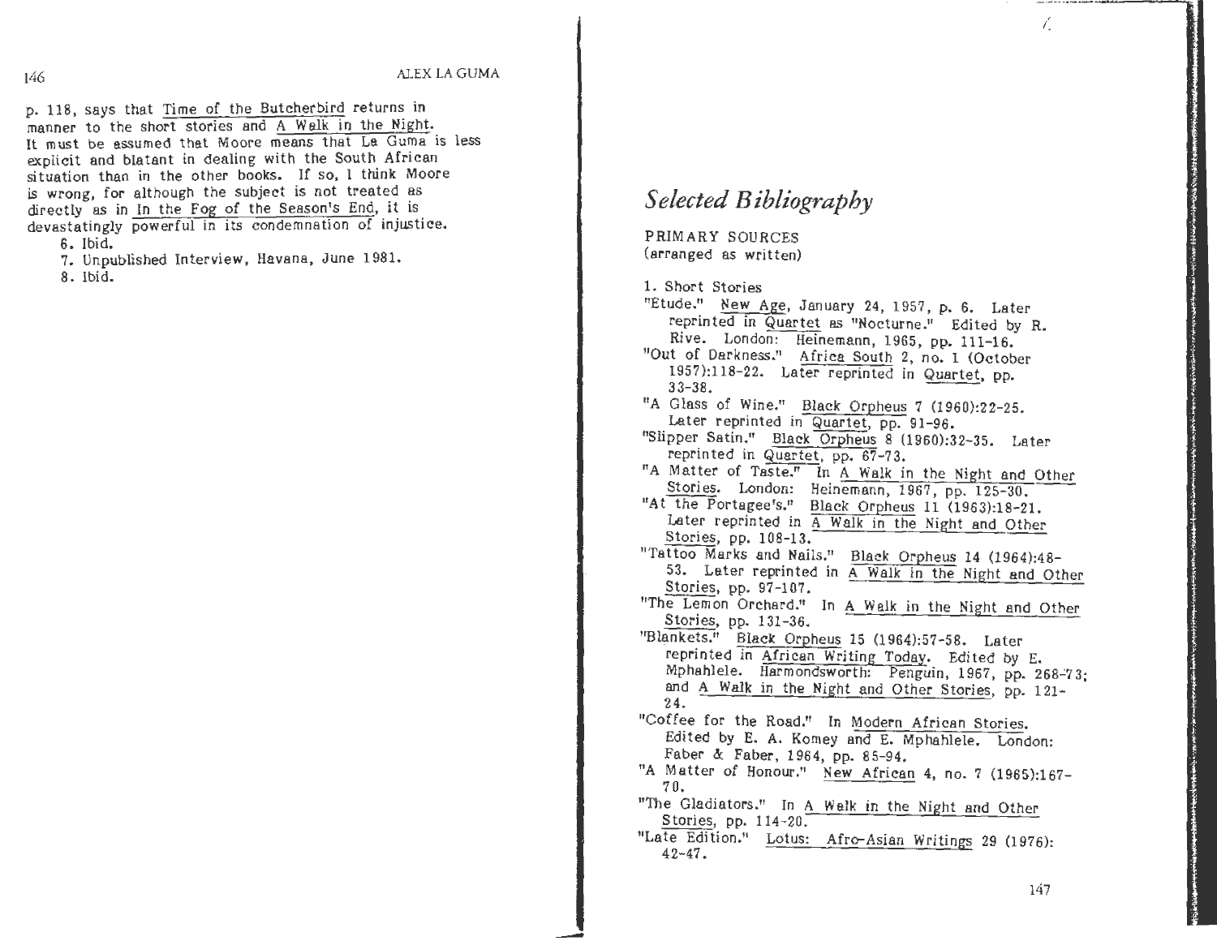p. 118, says that Time of the Butcherbird returns in manner to the short stories and A Walk in the Night. It must be assumed that Moore means that La Guma is less explicit and blatant in dealing with the South African situation than in the other books. If so, I think Moore is wrong, for although the subject is not treated as directly as in In the Fog of the Season's End, it is devastatingly powerful in its condemnation of injustice.

6. Ibid.

7. Unpublished Interview, Havana, June 1981.

8. Ibid.

# *Selected Bibliography*

PRIMARY SOURCES
(arranged as written)

1. Short Stories

"Etude." New Age, January 24, 1957, p. 6. Later reprinted in Quartet as "Nocturne." Edited by R. Rive. London: Heinemann, 1965, pp. 111-16.

"Out of Darkness." Africa South 2, no. 1 (October 1957):118-22. Later reprinted in Quartet, pp. 33-38.

"A Glass of Wine." Black Orpheus 7 (1960):22-25. Later reprinted in Quartet, pp. 91-96.

"Slipper Satin." Black Orpheus 8 (1960):32-35. Later reprinted in Quartet, pp. 67-73.

"A Matter of Taste." In A Walk in the Night and Other Stories. London: Heinemann, 1967, pp. 125-30.

"At the Portagee's." Black Orpheus 11 (1963):18-21. Later reprinted in A Walk in the Night and Other Stories, pp. 108-13.

"Tattoo Marks and Nails." Black Orpheus 14 (1964):48-53. Later reprinted in A Walk in the Night and Other Stories, pp. 97-107.

"The Lemon Orchard." In A Walk in the Night and Other Stories, pp. 131-36.

"Blankets." Black Orpheus 15 (1964):57-58. Later reprinted in African Writing Today. Edited by E. Mphahlele. Harmondsworth: Penguin, 1967, pp. 268-73; and A Walk in the Night and Other Stories, pp. 121-24.

"Coffee for the Road." In Modern African Stories. Edited by E. A. Komey and E. Mphahlele. London: Faber & Faber, 1964, pp. 85-94.

"A Matter of Honour." New African 4, no. 7 (1965):167-70.

"The Gladiators." In A Walk in the Night and Other Stories, pp. 114-20.

"Late Edition." Lotus: Afro-Asian Writings 29 (1976): 42-47.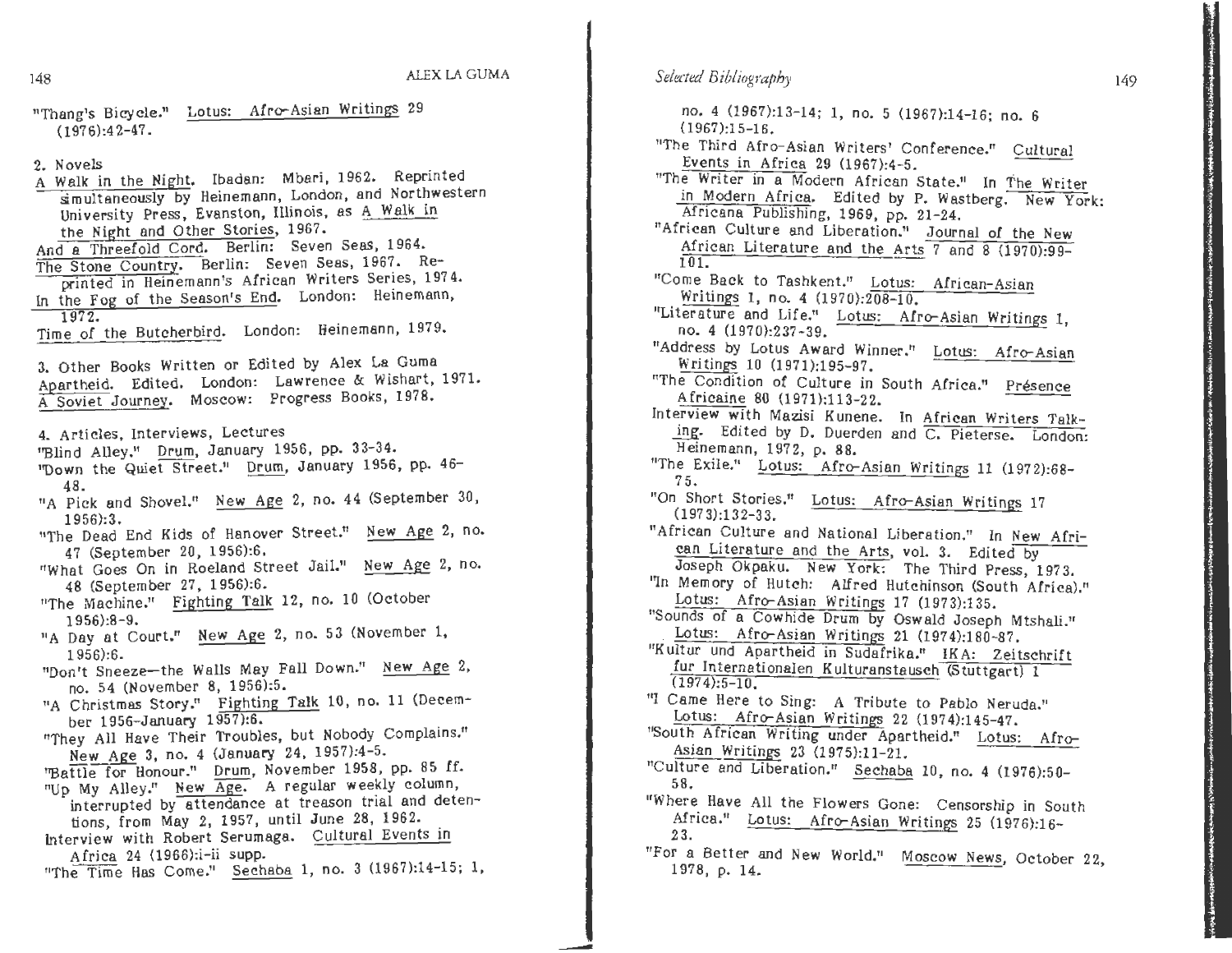"Thang's Bicycle." Lotus: Afro-Asian Writings 29 (1976):42-47.

2. Novels

A Walk in the Night. Ibadan: Mbari, 1962. Reprinted simultaneously by Heinemann, London, and Northwestern University Press, Evanston, Illinois, as A Walk in the Night and Other Stories, 1967.

And a Threefold Cord. Berlin: Seven Seas, 1964.

The Stone Country. Berlin: Seven Seas, 1967. Reprinted in Heinemann's African Writers Series, 1974.

In the Fog of the Season's End. London: Heinemann, 1972.

Time of the Butcherbird. London: Heinemann, 1979.

3. Other Books Written or Edited by Alex La Guma

Apartheid. Edited. London: Lawrence & Wishart, 1971.

A Soviet Journey. Moscow: Progress Books, 1978.

4. Articles, Interviews, Lectures

"Blind Alley." Drum, January 1956, pp. 33-34.

"Down the Quiet Street." Drum, January 1956, pp. 46-48.

"A Pick and Shovel." New Age 2, no. 44 (September 30, 1956):3.

"The Dead End Kids of Hanover Street." New Age 2, no. 47 (September 20, 1956):6.

"What Goes On in Roeland Street Jail." New Age 2, no. 48 (September 27, 1956):6.

"The Machine." Fighting Talk 12, no. 10 (October 1956):8-9.

"A Day at Court." New Age 2, no. 53 (November 1, 1956):6.

"Don't Sneeze—the Walls May Fall Down." New Age 2, no. 54 (November 8, 1956):5.

"A Christmas Story." Fighting Talk 10, no. 11 (December 1956-January 1957):6.

"They All Have Their Troubles, but Nobody Complains." New Age 3, no. 4 (January 24, 1957):4-5.

"Battle for Honour." Drum, November 1958, pp. 85 ff.

"Up My Alley." New Age. A regular weekly column, interrupted by attendance at treason trial and detentions, from May 2, 1957, until June 28, 1962.

Interview with Robert Serumaga. Cultural Events in Africa 24 (1966):i-ii supp.

"The Time Has Come." Sechaba 1, no. 3 (1967):14-15; 1, no. 4 (1967):13-14; 1, no. 5 (1967):14-16; no. 6 (1967):15-16.

"The Third Afro-Asian Writers' Conference." Cultural Events in Africa 29 (1967):4-5.

"The Writer in a Modern African State." In The Writer in Modern Africa. Edited by P. Wastberg. New York: Africana Publishing, 1969, pp. 21-24.

"African Culture and Liberation." Journal of the New African Literature and the Arts 7 and 8 (1970):99-101.

"Come Back to Tashkent." Lotus: African-Asian Writings 1, no. 4 (1970):208-10.

"Literature and Life." Lotus: Afro-Asian Writings 1, no. 4 (1970):237-39.

"Address by Lotus Award Winner." Lotus: Afro-Asian Writings 10 (1971):195-97.

"The Condition of Culture in South Africa." Présence Africaine 80 (1971):113-22.

Interview with Mazisi Kunene. In African Writers Talking. Edited by D. Duerden and C. Pieterse. London: Heinemann, 1972, p. 88.

"The Exile." Lotus: Afro-Asian Writings 11 (1972):68-75.

"On Short Stories." Lotus: Afro-Asian Writings 17 (1973):132-33.

"African Culture and National Liberation." In New African Literature and the Arts, vol. 3. Edited by Joseph Okpaku. New York: The Third Press, 1973.

"In Memory of Hutch: Alfred Hutchinson (South Africa)." Lotus: Afro-Asian Writings 17 (1973):135.

"Sounds of a Cowhide Drum by Oswald Joseph Mtshali." Lotus: Afro-Asian Writings 21 (1974):180-87.

"Kultur und Apartheid in Sudafrika." IKA: Zeitschrift fur Internationalen Kulturanstausch (Stuttgart) 1 (1974):5-10.

"I Came Here to Sing: A Tribute to Pablo Neruda." Lotus: Afro-Asian Writings 22 (1974):145-47.

"South African Writing under Apartheid." Lotus: Afro-Asian Writings 23 (1975):11-21.

"Culture and Liberation." Sechaba 10, no. 4 (1976):50-58.

"Where Have All the Flowers Gone: Censorship in South Africa." Lotus: Afro-Asian Writings 25 (1976):16-23.

"For a Better and New World." Moscow News, October 22, 1978, p. 14.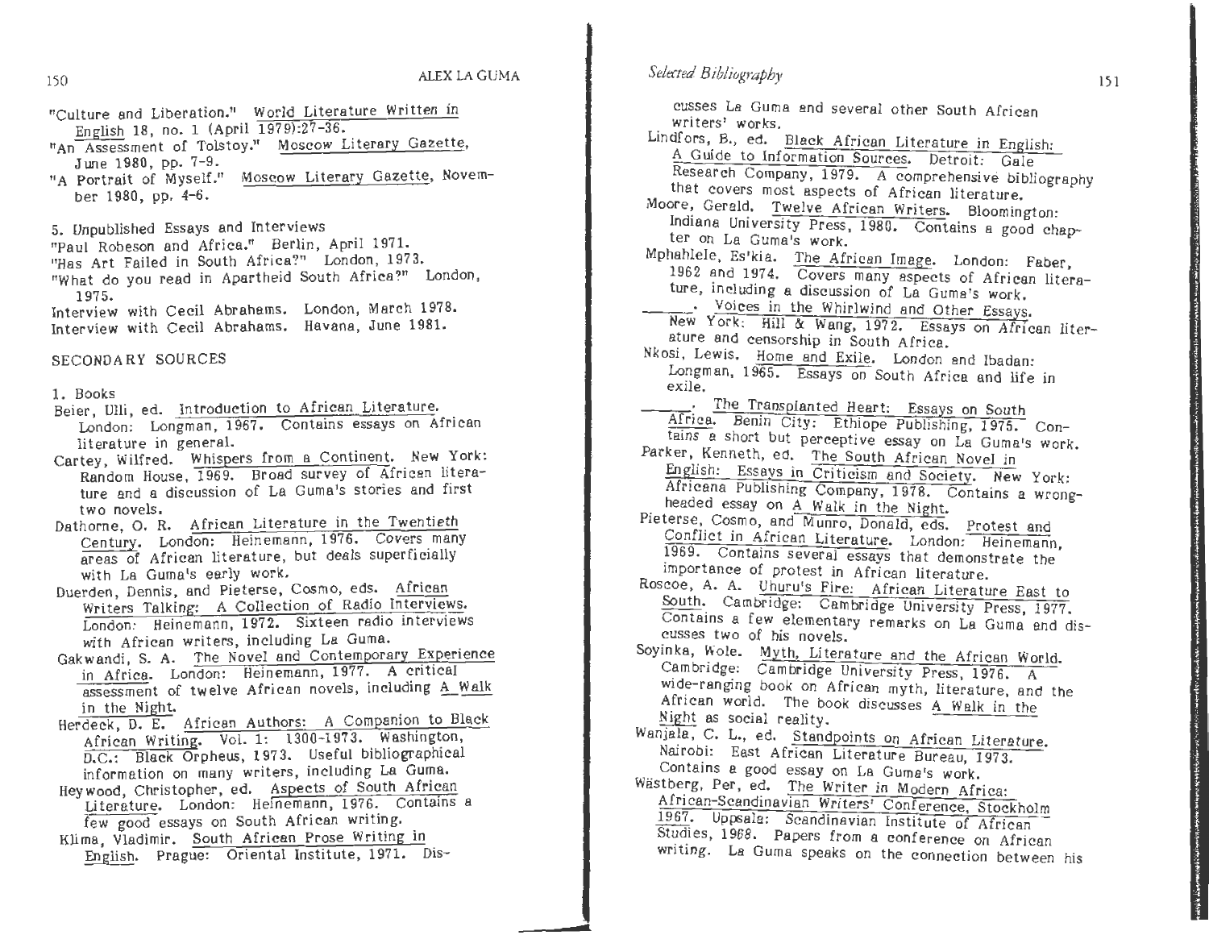"Culture and Liberation." World Literature Written in English 18, no. 1 (April 1979):27-36.

"An Assessment of Tolstoy." Moscow Literary Gazette, June 1980, pp. 7-9.

"A Portrait of Myself." Moscow Literary Gazette, November 1980, pp. 4-6.

5. Unpublished Essays and Interviews

"Paul Robeson and Africa." Berlin, April 1971.

"Has Art Failed in South Africa?" London, 1973.

"What do you read in Apartheid South Africa?" London, 1975.

Interview with Cecil Abrahams. London, March 1978.

Interview with Cecil Abrahams. Havana, June 1981.

## SECONDARY SOURCES

1. Books

Beier, Ulli, ed. Introduction to African Literature. London: Longman, 1967. Contains essays on African literature in general.

Cartey, Wilfred. Whispers from a Continent. New York: Random House, 1969. Broad survey of African literature and a discussion of La Guma's stories and first two novels.

Dathorne, O. R. African Literature in the Twentieth Century. London: Heinemann, 1976. Covers many areas of African literature, but deals superficially with La Guma's early work.

Duerden, Dennis, and Pieterse, Cosmo, eds. African Writers Talking: A Collection of Radio Interviews. London: Heinemann, 1972. Sixteen radio interviews with African writers, including La Guma.

Gakwandi, S. A. The Novel and Contemporary Experience in Africa. London: Heinemann, 1977. A critical assessment of twelve African novels, including A Walk in the Night.

Herdeck, D. E. African Authors: A Companion to Black African Writing. Vol. 1: 1300-1973. Washington, D.C.: Black Orpheus, 1973. Useful bibliographical information on many writers, including La Guma.

Heywood, Christopher, ed. Aspects of South African Literature. London: Heinemann, 1976. Contains a few good essays on South African writing.

Klima, Vladimir. South African Prose Writing in English. Prague: Oriental Institute, 1971. Discusses La Guma and several other South African writers' works.

Lindfors, B., ed. Black African Literature in English: A Guide to Information Sources. Detroit: Gale Research Company, 1979. A comprehensive bibliography that covers most aspects of African literature.

Moore, Gerald. Twelve African Writers. Bloomington: Indiana University Press, 1980. Contains a good chapter on La Guma's work.

Mphahlele, Es'kia. The African Image. London: Faber, 1962 and 1974. Covers many aspects of African literature, including a discussion of La Guma's work.

\_\_\_\_\_. Voices in the Whirlwind and Other Essays. New York: Hill & Wang, 1972. Essays on African literature and censorship in South Africa.

Nkosi, Lewis. Home and Exile. London and Ibadan: Longman, 1965. Essays on South Africa and life in exile.

\_\_\_\_\_. The Transplanted Heart: Essays on South Africa. Benin City: Ethiope Publishing, 1975. Contains a short but perceptive essay on La Guma's work.

Parker, Kenneth, ed. The South African Novel in English: Essays in Criticism and Society. New York: Africana Publishing Company, 1978. Contains a wrongheaded essay on A Walk in the Night.

Pieterse, Cosmo, and Munro, Donald, eds. Protest and Conflict in African Literature. London: Heinemann, 1969. Contains several essays that demonstrate the importance of protest in African literature.

Roscoe, A. A. Uhuru's Fire: African Literature East to South. Cambridge: Cambridge University Press, 1977. Contains a few elementary remarks on La Guma and discusses two of his novels.

Soyinka, Wole. Myth, Literature and the African World. Cambridge: Cambridge University Press, 1976. A wide-ranging book on African myth, literature, and the African world. The book discusses A Walk in the Night as social reality.

Wanjala, C. L., ed. Standpoints on African Literature. Nairobi: East African Literature Bureau, 1973. Contains a good essay on La Guma's work.

Wästberg, Per, ed. The Writer in Modern Africa: African-Scandinavian Writers' Conference, Stockholm 1967. Uppsala: Scandinavian Institute of African Studies, 1968. Papers from a conference on African writing. La Guma speaks on the connection between his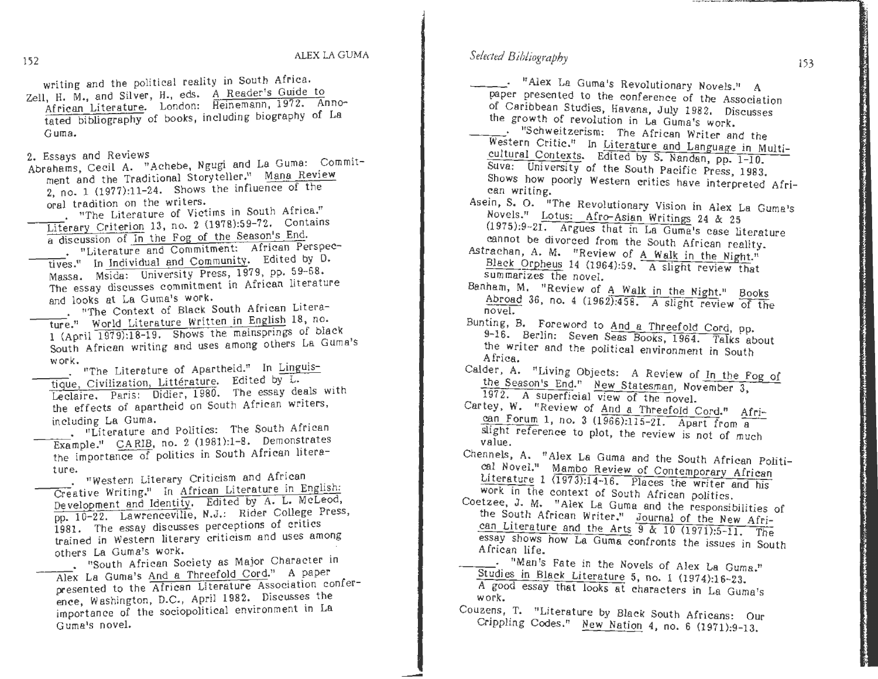writing and the political reality in South Africa.

Zell, H. M., and Silver, H., eds. A Reader's Guide to African Literature. London: Heinemann, 1972. Annotated bibliography of books, including biography of La Guma.

2. Essays and Reviews

Abrahams, Cecil A. "Achebe, Ngugi and La Guma: Commitment and the Traditional Storyteller." Mana Review 2, no. 1 (1977):11-24. Shows the influence of the oral tradition on the writers.

______. "The Literature of Victims in South Africa." Literary Criterion 13, no. 2 (1978):59-72. Contains a discussion of In the Fog of the Season's End.

______. "Literature and Commitment: African Perspectives." In Individual and Community. Edited by D. Massa. Msida: University Press, 1979, pp. 59-68. The essay discusses commitment in African literature and looks at La Guma's work.

______. "The Context of Black South African Literature." World Literature Written in English 18, no. 1 (April 1979):18-19. Shows the mainsprings of black South African writing and uses among others La Guma's work.

______. "The Literature of Apartheid." In Linguistique, Civilization, Littérature. Edited by L. Leclaire. Paris: Didier, 1980. The essay deals with the effects of apartheid on South African writers, including La Guma.

______. "Literature and Politics: The South African Example." CARIB, no. 2 (1981):1-8. Demonstrates the importance of politics in South African literature.

______. "Western Literary Criticism and African Creative Writing." In African Literature in English: Development and Identity. Edited by A. L. McLeod, pp. 10-22. Lawrenceville, N.J.: Rider College Press, 1981. The essay discusses perceptions of critics trained in Western literary criticism and uses among others La Guma's work.

______. "South African Society as Major Character in Alex La Guma's And a Threefold Cord." A paper presented to the African Literature Association conference, Washington, D.C., April 1982. Discusses the importance of the sociopolitical environment in La Guma's novel.

______. "Alex La Guma's Revolutionary Novels." A paper presented to the conference of the Association of Caribbean Studies, Havana, July 1982. Discusses the growth of revolution in La Guma's work.

______. "Schweitzerism: The African Writer and the Western Critic." In Literature and Language in Multicultural Contexts. Edited by S. Nandan, pp. 1-10. Suva: University of the South Pacific Press, 1983. Shows how poorly Western critics have interpreted African writing.

Asein, S. O. "The Revolutionary Vision in Alex La Guma's Novels." Lotus: Afro-Asian Writings 24 & 25 (1975):9-21. Argues that in La Guma's case literature cannot be divorced from the South African reality.

Astrachan, A. M. "Review of A Walk in the Night." Black Orpheus 14 (1964):59. A slight review that summarizes the novel.

Banham, M. "Review of A Walk in the Night." Books Abroad 36, no. 4 (1962):458. A slight review of the novel.

Bunting, B. Foreword to And a Threefold Cord, pp. 9-16. Berlin: Seven Seas Books, 1964. Talks about the writer and the political environment in South Africa.

Calder, A. "Living Objects: A Review of In the Fog of the Season's End." New Statesman, November 3, 1972. A superficial view of the novel.

Cartey, W. "Review of And a Threefold Cord." African Forum 1, no. 3 (1966):115-21. Apart from a slight reference to plot, the review is not of much value.

Chennels, A. "Alex La Guma and the South African Political Novel." Mambo Review of Contemporary African Literature 1 (1973):14-16. Places the writer and his work in the context of South African politics.

Coetzee, J. M. "Alex La Guma and the responsibilities of the South African Writer." Journal of the New African Literature and the Arts 9 & 10 (1971):5-11. The essay shows how La Guma confronts the issues in South African life.

______. "Man's Fate in the Novels of Alex La Guma." Studies in Black Literature 5, no. 1 (1974):16-23. A good essay that looks at characters in La Guma's work.

Couzens, T. "Literature by Black South Africans: Our Crippling Codes." New Nation 4, no. 6 (1971):9-13.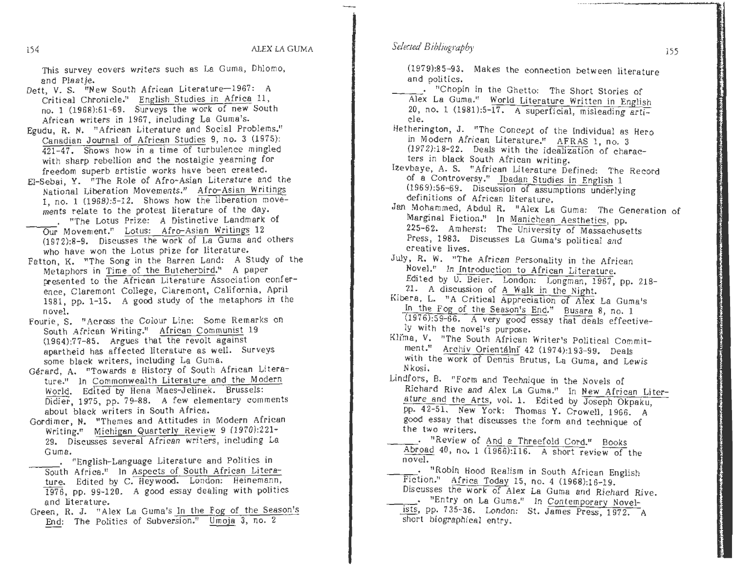This survey covers writers such as La Guma, Dhlomo, and Plaatje.

Dett, V. S. "New South African Literature—1967: A Critical Chronicle." English Studies in Africa 11, no. 1 (1968):61-69. Surveys the work of new South African writers in 1967, including La Guma's.

Egudu, R. N. "African Literature and Social Problems." Canadian Journal of African Studies 9, no. 3 (1975): 421-47. Shows how in a time of turbulence mingled with sharp rebellion and the nostalgic yearning for freedom superb artistic works have been created.

El-Sebai, Y. "The Role of Afro-Asian Literature and the National Liberation Movements." Afro-Asian Writings 1, no. 1 (1968):5-12. Shows how the liberation movements relate to the protest literature of the day.

\_\_\_\_\_. "The Lotus Prize: A Distinctive Landmark of Our Movement." Lotus: Afro-Asian Writings 12 (1972):8-9. Discusses the work of La Guma and others who have won the Lotus prize for literature.

Fatton, K. "The Song in the Barren Land: A Study of the Metaphors in Time of the Butcherbird." A paper presented to the African Literature Association conference, Claremont College, Claremont, California, April 1981, pp. 1-15. A good study of the metaphors in the novel.

Fourie, S. "Across the Colour Line: Some Remarks on South African Writing." African Communist 19 (1964):77-85. Argues that the revolt against apartheid has affected literature as well. Surveys some black writers, including La Guma.

Gérard, A. "Towards a History of South African Literature." In Commonwealth Literature and the Modern World. Edited by Hena Maes-Jelinek. Brussels: Didier, 1975, pp. 79-88. A few elementary comments about black writers in South Africa.

Gordimer, N. "Themes and Attitudes in Modern African Writing." Michigan Quarterly Review 9 (1970):221-29. Discusses several African writers, including La Guma.

\_\_\_\_\_. "English-Language Literature and Politics in South Africa." In Aspects of South African Literature. Edited by C. Heywood. London: Heinemann, 1976, pp. 99-120. A good essay dealing with politics and literature.

Green, R. J. "Alex La Guma's In the Fog of the Season's End: The Politics of Subversion." Umoja 3, no. 2 (1979):85-93. Makes the connection between literature and politics.

\_\_\_\_\_. "Chopin in the Ghetto: The Short Stories of Alex La Guma." World Literature Written in English 20, no. 1 (1981):5-17. A superficial, misleading article.

Hetherington, J. "The Concept of the Individual as Hero in Modern African Literature." AFRAS 1, no. 3 (1972):18-22. Deals with the idealization of characters in black South African writing.

Izevbaye, A. S. "African Literature Defined: The Record of a Controversy." Ibadan Studies in English 1 (1969):56-69. Discussion of assumptions underlying definitions of African literature.

Jan Mohammed, Abdul R. "Alex La Guma: The Generation of Marginal Fiction." In Manichean Aesthetics, pp. 225-62. Amherst: The University of Massachusetts Press, 1983. Discusses La Guma's political and creative lives.

July, R. W. "The African Personality in the African Novel." In Introduction to African Literature. Edited by U. Beier. London: Longman, 1967, pp. 218-21. A discussion of A Walk in the Night.

Kibera, L. "A Critical Appreciation of Alex La Guma's In the Fog of the Season's End." Busara 8, no. 1 (1976):59-66. A very good essay that deals effectively with the novel's purpose.

Klíma, V. "The South African Writer's Political Commitment." Archiv Orientální 42 (1974):193-99. Deals with the work of Dennis Brutus, La Guma, and Lewis Nkosi.

Lindfors, B. "Form and Technique in the Novels of Richard Rive and Alex La Guma." In New African Literature and the Arts, vol. 1. Edited by Joseph Okpaku, pp. 42-51. New York: Thomas Y. Crowell, 1966. A good essay that discusses the form and technique of the two writers.

\_\_\_\_\_. "Review of And a Threefold Cord." Books Abroad 40, no. 1 (1966):116. A short review of the novel.

\_\_\_\_\_. "Robin Hood Realism in South African English Fiction." Africa Today 15, no. 4 (1968):16-19. Discusses the work of Alex La Guma and Richard Rive.

\_\_\_\_\_. "Entry on La Guma." In Contemporary Novelists, pp. 735-36. London: St. James Press, 1972. A short biographical entry.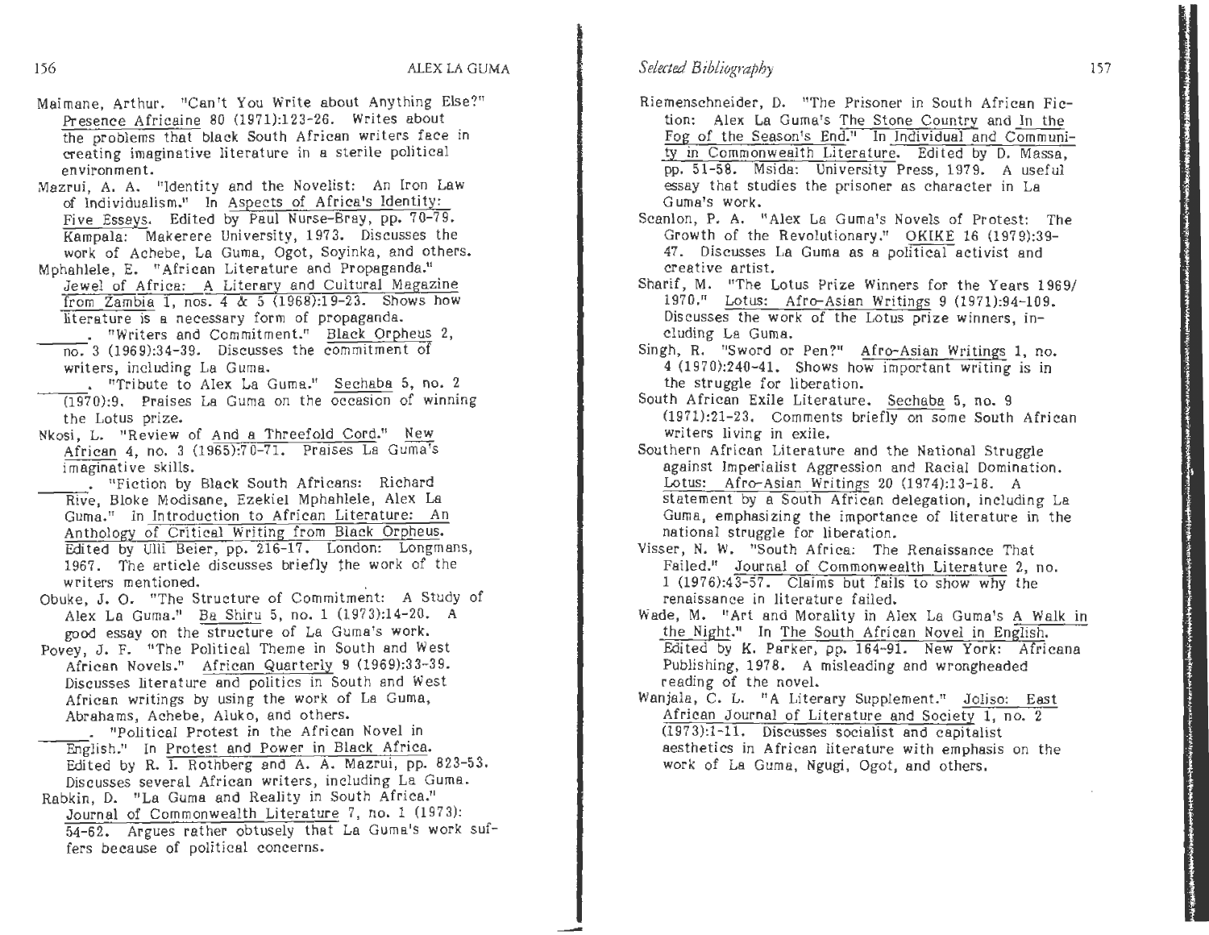Maimane, Arthur. "Can't You Write about Anything Else?" Presence Africaine 80 (1971):123-26. Writes about the problems that black South African writers face in creating imaginative literature in a sterile political environment.

Mazrui, A. A. "Identity and the Novelist: An Iron Law of Individualism." In Aspects of Africa's Identity: Five Essays. Edited by Paul Nurse-Bray, pp. 70-79. Kampala: Makerere University, 1973. Discusses the work of Achebe, La Guma, Ogot, Soyinka, and others.

Mphahlele, E. "African Literature and Propaganda." Jewel of Africa: A Literary and Cultural Magazine from Zambia 1, nos. 4 & 5 (1968):19-23. Shows how literature is a necessary form of propaganda.

______. "Writers and Commitment." Black Orpheus 2, no. 3 (1969):34-39. Discusses the commitment of writers, including La Guma.

______. "Tribute to Alex La Guma." Sechaba 5, no. 2 (1970):9. Praises La Guma on the occasion of winning the Lotus prize.

Nkosi, L. "Review of And a Threefold Cord." New African 4, no. 3 (1965):70-71. Praises La Guma's imaginative skills.

______. "Fiction by Black South Africans: Richard Rive, Bloke Modisane, Ezekiel Mphahlele, Alex La Guma." In Introduction to African Literature: An Anthology of Critical Writing from Black Orpheus. Edited by Ulli Beier, pp. 216-17. London: Longmans, 1967. The article discusses briefly the work of the writers mentioned.

Obuke, J. O. "The Structure of Commitment: A Study of Alex La Guma." Ba Shiru 5, no. 1 (1973):14-20. A good essay on the structure of La Guma's work.

Povey, J. F. "The Political Theme in South and West African Novels." African Quarterly 9 (1969):33-39. Discusses literature and politics in South and West African writings by using the work of La Guma, Abrahams, Achebe, Aluko, and others.

______. "Political Protest in the African Novel in English." In Protest and Power in Black Africa. Edited by R. I. Rothberg and A. A. Mazrui, pp. 823-53. Discusses several African writers, including La Guma.

Rabkin, D. "La Guma and Reality in South Africa." Journal of Commonwealth Literature 7, no. 1 (1973): 54-62. Argues rather obtusely that La Guma's work suffers because of political concerns.

Riemenschneider, D. "The Prisoner in South African Fiction: Alex La Guma's The Stone Country and In the Fog of the Season's End." In Individual and Community in Commonwealth Literature. Edited by D. Massa, pp. 51-58. Msida: University Press, 1979. A useful essay that studies the prisoner as character in La Guma's work.

Scanlon, P. A. "Alex La Guma's Novels of Protest: The Growth of the Revolutionary." OKIKE 16 (1979):39-47. Discusses La Guma as a political activist and creative artist.

Sharif, M. "The Lotus Prize Winners for the Years 1969/1970." Lotus: Afro-Asian Writings 9 (1971):94-109. Discusses the work of the Lotus prize winners, including La Guma.

Singh, R. "Sword or Pen?" Afro-Asian Writings 1, no. 4 (1970):240-41. Shows how important writing is in the struggle for liberation.

South African Exile Literature. Sechaba 5, no. 9 (1971):21-23. Comments briefly on some South African writers living in exile.

Southern African Literature and the National Struggle against Imperialist Aggression and Racial Domination. Lotus: Afro-Asian Writings 20 (1974):13-18. A statement by a South African delegation, including La Guma, emphasizing the importance of literature in the national struggle for liberation.

Visser, N. W. "South Africa: The Renaissance That Failed." Journal of Commonwealth Literature 2, no. 1 (1976):43-57. Claims but fails to show why the renaissance in literature failed.

Wade, M. "Art and Morality in Alex La Guma's A Walk in the Night." In The South African Novel in English. Edited by K. Parker, pp. 164-91. New York: Africana Publishing, 1978. A misleading and wrongheaded reading of the novel.

Wanjala, C. L. "A Literary Supplement." Joliso: East African Journal of Literature and Society 1, no. 2 (1973):1-11. Discusses socialist and capitalist aesthetics in African literature with emphasis on the work of La Guma, Ngugi, Ogot, and others.